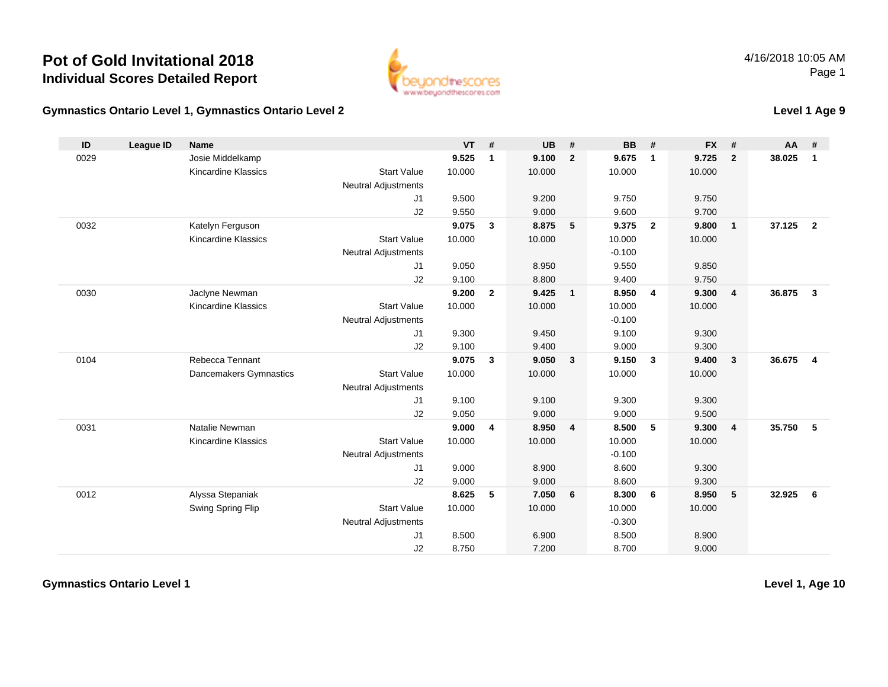# Pot of Gold Invitational 2018

## Individual Scores Detailed Report

4/16/2018 10:05 AM

### Gymnastics Ontario Level 1, Gymnastics Ontario Level 2

**Level 1 Age 9**

| ID | League ID | Name | | VT | # | UB | # | BB | # | FX | # | AA | # |
|---|---|---|---|---|---|---|---|---|---|---|---|---|---|
| 0029 | | Josie Middelkamp | | **9.525** | **1** | **9.100** | **2** | **9.675** | **1** | **9.725** | **2** | **38.025** | **1** |
| | | Kincardine Klassics | Start Value | 10.000 | | 10.000 | | 10.000 | | 10.000 | | | |
| | | | Neutral Adjustments | | | | | | | | | | |
| | | | J1 | 9.500 | | 9.200 | | 9.750 | | 9.750 | | | |
| | | | J2 | 9.550 | | 9.000 | | 9.600 | | 9.700 | | | |
| 0032 | | Katelyn Ferguson | | **9.075** | **3** | **8.875** | **5** | **9.375** | **2** | **9.800** | **1** | **37.125** | **2** |
| | | Kincardine Klassics | Start Value | 10.000 | | 10.000 | | 10.000 | | 10.000 | | | |
| | | | Neutral Adjustments | | | | | -0.100 | | | | | |
| | | | J1 | 9.050 | | 8.950 | | 9.550 | | 9.850 | | | |
| | | | J2 | 9.100 | | 8.800 | | 9.400 | | 9.750 | | | |
| 0030 | | Jaclyne Newman | | **9.200** | **2** | **9.425** | **1** | **8.950** | **4** | **9.300** | **4** | **36.875** | **3** |
| | | Kincardine Klassics | Start Value | 10.000 | | 10.000 | | 10.000 | | 10.000 | | | |
| | | | Neutral Adjustments | | | | | -0.100 | | | | | |
| | | | J1 | 9.300 | | 9.450 | | 9.100 | | 9.300 | | | |
| | | | J2 | 9.100 | | 9.400 | | 9.000 | | 9.300 | | | |
| 0104 | | Rebecca Tennant | | **9.075** | **3** | **9.050** | **3** | **9.150** | **3** | **9.400** | **3** | **36.675** | **4** |
| | | Dancemakers Gymnastics | Start Value | 10.000 | | 10.000 | | 10.000 | | 10.000 | | | |
| | | | Neutral Adjustments | | | | | | | | | | |
| | | | J1 | 9.100 | | 9.100 | | 9.300 | | 9.300 | | | |
| | | | J2 | 9.050 | | 9.000 | | 9.000 | | 9.500 | | | |
| 0031 | | Natalie Newman | | **9.000** | **4** | **8.950** | **4** | **8.500** | **5** | **9.300** | **4** | **35.750** | **5** |
| | | Kincardine Klassics | Start Value | 10.000 | | 10.000 | | 10.000 | | 10.000 | | | |
| | | | Neutral Adjustments | | | | | -0.100 | | | | | |
| | | | J1 | 9.000 | | 8.900 | | 8.600 | | 9.300 | | | |
| | | | J2 | 9.000 | | 9.000 | | 8.600 | | 9.300 | | | |
| 0012 | | Alyssa Stepaniak | | **8.625** | **5** | **7.050** | **6** | **8.300** | **6** | **8.950** | **5** | **32.925** | **6** |
| | | Swing Spring Flip | Start Value | 10.000 | | 10.000 | | 10.000 | | 10.000 | | | |
| | | | Neutral Adjustments | | | | | -0.300 | | | | | |
| | | | J1 | 8.500 | | 6.900 | | 8.500 | | 8.900 | | | |
| | | | J2 | 8.750 | | 7.200 | | 8.700 | | 9.000 | | | |

### Gymnastics Ontario Level 1

**Level 1, Age 10**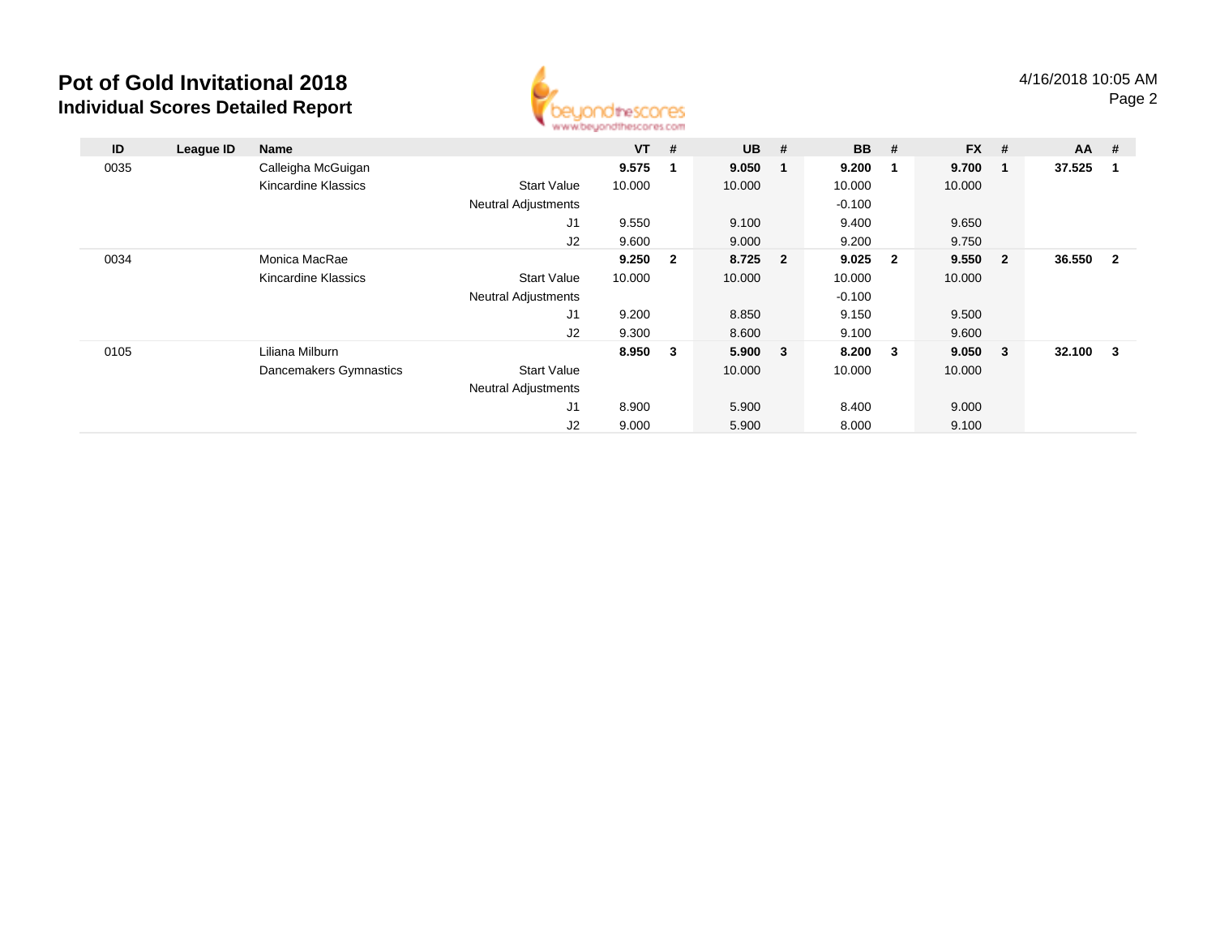# Pot of Gold Invitational 2018

## Individual Scores Detailed Report

4/16/2018 10:05 AM

| ID | League ID | Name | | VT | # | UB | # | BB | # | FX | # | AA | # |
|---|---|---|---|---|---|---|---|---|---|---|---|---|---|
| 0035 | | Calleigha McGuigan | | **9.575** | **1** | **9.050** | **1** | **9.200** | **1** | **9.700** | **1** | **37.525** | **1** |
| | | Kincardine Klassics | Start Value | 10.000 | | 10.000 | | 10.000 | | 10.000 | | | |
| | | | Neutral Adjustments | | | | | -0.100 | | | | | |
| | | | J1 | 9.550 | | 9.100 | | 9.400 | | 9.650 | | | |
| | | | J2 | 9.600 | | 9.000 | | 9.200 | | 9.750 | | | |
| 0034 | | Monica MacRae | | **9.250** | **2** | **8.725** | **2** | **9.025** | **2** | **9.550** | **2** | **36.550** | **2** |
| | | Kincardine Klassics | Start Value | 10.000 | | 10.000 | | 10.000 | | 10.000 | | | |
| | | | Neutral Adjustments | | | | | -0.100 | | | | | |
| | | | J1 | 9.200 | | 8.850 | | 9.150 | | 9.500 | | | |
| | | | J2 | 9.300 | | 8.600 | | 9.100 | | 9.600 | | | |
| 0105 | | Liliana Milburn | | **8.950** | **3** | **5.900** | **3** | **8.200** | **3** | **9.050** | **3** | **32.100** | **3** |
| | | Dancemakers Gymnastics | Start Value | | | 10.000 | | 10.000 | | 10.000 | | | |
| | | | Neutral Adjustments | | | | | | | | | | |
| | | | J1 | 8.900 | | 5.900 | | 8.400 | | 9.000 | | | |
| | | | J2 | 9.000 | | 5.900 | | 8.000 | | 9.100 | | | |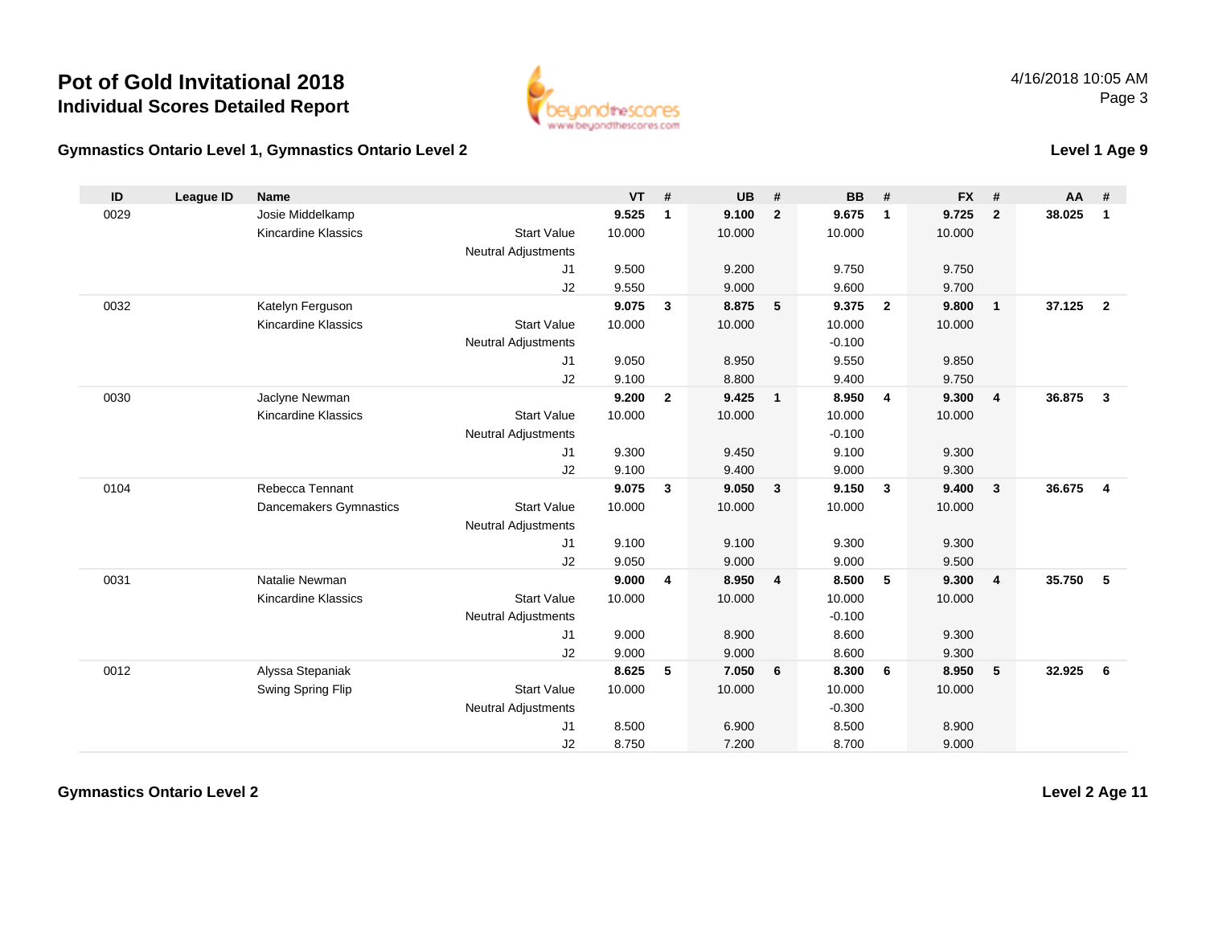# Pot of Gold Invitational 2018

## Individual Scores Detailed Report

4/16/2018 10:05 AM

### Gymnastics Ontario Level 1, Gymnastics Ontario Level 2

**Level 1 Age 9**

| ID | League ID | Name | | VT | # | UB | # | BB | # | FX | # | AA | # |
|---|---|---|---|---|---|---|---|---|---|---|---|---|---|
| 0029 | | Josie Middelkamp | | **9.525** | **1** | **9.100** | **2** | **9.675** | **1** | **9.725** | **2** | **38.025** | **1** |
| | | Kincardine Klassics | Start Value | 10.000 | | 10.000 | | 10.000 | | 10.000 | | | |
| | | | Neutral Adjustments | | | | | | | | | | |
| | | | J1 | 9.500 | | 9.200 | | 9.750 | | 9.750 | | | |
| | | | J2 | 9.550 | | 9.000 | | 9.600 | | 9.700 | | | |
| 0032 | | Katelyn Ferguson | | **9.075** | **3** | **8.875** | **5** | **9.375** | **2** | **9.800** | **1** | **37.125** | **2** |
| | | Kincardine Klassics | Start Value | 10.000 | | 10.000 | | 10.000 | | 10.000 | | | |
| | | | Neutral Adjustments | | | | | -0.100 | | | | | |
| | | | J1 | 9.050 | | 8.950 | | 9.550 | | 9.850 | | | |
| | | | J2 | 9.100 | | 8.800 | | 9.400 | | 9.750 | | | |
| 0030 | | Jaclyne Newman | | **9.200** | **2** | **9.425** | **1** | **8.950** | **4** | **9.300** | **4** | **36.875** | **3** |
| | | Kincardine Klassics | Start Value | 10.000 | | 10.000 | | 10.000 | | 10.000 | | | |
| | | | Neutral Adjustments | | | | | -0.100 | | | | | |
| | | | J1 | 9.300 | | 9.450 | | 9.100 | | 9.300 | | | |
| | | | J2 | 9.100 | | 9.400 | | 9.000 | | 9.300 | | | |
| 0104 | | Rebecca Tennant | | **9.075** | **3** | **9.050** | **3** | **9.150** | **3** | **9.400** | **3** | **36.675** | **4** |
| | | Dancemakers Gymnastics | Start Value | 10.000 | | 10.000 | | 10.000 | | 10.000 | | | |
| | | | Neutral Adjustments | | | | | | | | | | |
| | | | J1 | 9.100 | | 9.100 | | 9.300 | | 9.300 | | | |
| | | | J2 | 9.050 | | 9.000 | | 9.000 | | 9.500 | | | |
| 0031 | | Natalie Newman | | **9.000** | **4** | **8.950** | **4** | **8.500** | **5** | **9.300** | **4** | **35.750** | **5** |
| | | Kincardine Klassics | Start Value | 10.000 | | 10.000 | | 10.000 | | 10.000 | | | |
| | | | Neutral Adjustments | | | | | -0.100 | | | | | |
| | | | J1 | 9.000 | | 8.900 | | 8.600 | | 9.300 | | | |
| | | | J2 | 9.000 | | 9.000 | | 8.600 | | 9.300 | | | |
| 0012 | | Alyssa Stepaniak | | **8.625** | **5** | **7.050** | **6** | **8.300** | **6** | **8.950** | **5** | **32.925** | **6** |
| | | Swing Spring Flip | Start Value | 10.000 | | 10.000 | | 10.000 | | 10.000 | | | |
| | | | Neutral Adjustments | | | | | -0.300 | | | | | |
| | | | J1 | 8.500 | | 6.900 | | 8.500 | | 8.900 | | | |
| | | | J2 | 8.750 | | 7.200 | | 8.700 | | 9.000 | | | |

### Gymnastics Ontario Level 2

**Level 2 Age 11**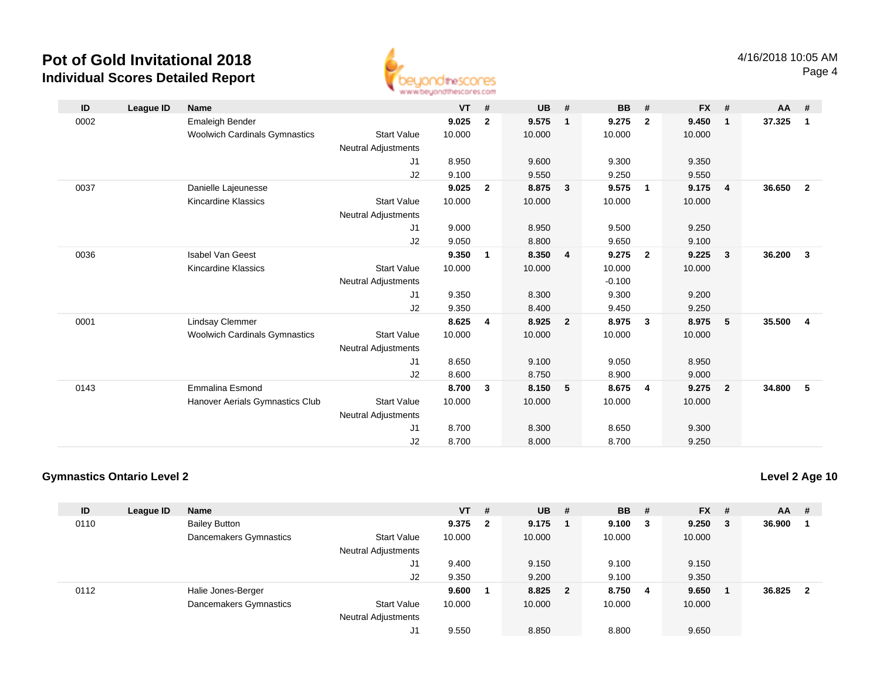# Pot of Gold Invitational 2018

## Individual Scores Detailed Report

4/16/2018 10:05 AM

| ID | League ID | Name | | VT | # | UB | # | BB | # | FX | # | AA | # |
|---|---|---|---|---|---|---|---|---|---|---|---|---|---|
| 0002 | | Emaleigh Bender | | **9.025** | **2** | **9.575** | **1** | **9.275** | **2** | **9.450** | **1** | **37.325** | **1** |
| | | Woolwich Cardinals Gymnastics | Start Value | 10.000 | | 10.000 | | 10.000 | | 10.000 | | | |
| | | | Neutral Adjustments | | | | | | | | | | |
| | | | J1 | 8.950 | | 9.600 | | 9.300 | | 9.350 | | | |
| | | | J2 | 9.100 | | 9.550 | | 9.250 | | 9.550 | | | |
| 0037 | | Danielle Lajeunesse | | **9.025** | **2** | **8.875** | **3** | **9.575** | **1** | **9.175** | **4** | **36.650** | **2** |
| | | Kincardine Klassics | Start Value | 10.000 | | 10.000 | | 10.000 | | 10.000 | | | |
| | | | Neutral Adjustments | | | | | | | | | | |
| | | | J1 | 9.000 | | 8.950 | | 9.500 | | 9.250 | | | |
| | | | J2 | 9.050 | | 8.800 | | 9.650 | | 9.100 | | | |
| 0036 | | Isabel Van Geest | | **9.350** | **1** | **8.350** | **4** | **9.275** | **2** | **9.225** | **3** | **36.200** | **3** |
| | | Kincardine Klassics | Start Value | 10.000 | | 10.000 | | 10.000 | | 10.000 | | | |
| | | | Neutral Adjustments | | | | | -0.100 | | | | | |
| | | | J1 | 9.350 | | 8.300 | | 9.300 | | 9.200 | | | |
| | | | J2 | 9.350 | | 8.400 | | 9.450 | | 9.250 | | | |
| 0001 | | Lindsay Clemmer | | **8.625** | **4** | **8.925** | **2** | **8.975** | **3** | **8.975** | **5** | **35.500** | **4** |
| | | Woolwich Cardinals Gymnastics | Start Value | 10.000 | | 10.000 | | 10.000 | | 10.000 | | | |
| | | | Neutral Adjustments | | | | | | | | | | |
| | | | J1 | 8.650 | | 9.100 | | 9.050 | | 8.950 | | | |
| | | | J2 | 8.600 | | 8.750 | | 8.900 | | 9.000 | | | |
| 0143 | | Emmalina Esmond | | **8.700** | **3** | **8.150** | **5** | **8.675** | **4** | **9.275** | **2** | **34.800** | **5** |
| | | Hanover Aerials Gymnastics Club | Start Value | 10.000 | | 10.000 | | 10.000 | | 10.000 | | | |
| | | | Neutral Adjustments | | | | | | | | | | |
| | | | J1 | 8.700 | | 8.300 | | 8.650 | | 9.300 | | | |
| | | | J2 | 8.700 | | 8.000 | | 8.700 | | 9.250 | | | |

### Gymnastics Ontario Level 2

**Level 2 Age 10**

| ID | League ID | Name | | VT | # | UB | # | BB | # | FX | # | AA | # |
|---|---|---|---|---|---|---|---|---|---|---|---|---|---|
| 0110 | | Bailey Button | | **9.375** | **2** | **9.175** | **1** | **9.100** | **3** | **9.250** | **3** | **36.900** | **1** |
| | | Dancemakers Gymnastics | Start Value | 10.000 | | 10.000 | | 10.000 | | 10.000 | | | |
| | | | Neutral Adjustments | | | | | | | | | | |
| | | | J1 | 9.400 | | 9.150 | | 9.100 | | 9.150 | | | |
| | | | J2 | 9.350 | | 9.200 | | 9.100 | | 9.350 | | | |
| 0112 | | Halie Jones-Berger | | **9.600** | **1** | **8.825** | **2** | **8.750** | **4** | **9.650** | **1** | **36.825** | **2** |
| | | Dancemakers Gymnastics | Start Value | 10.000 | | 10.000 | | 10.000 | | 10.000 | | | |
| | | | Neutral Adjustments | | | | | | | | | | |
| | | | J1 | 9.550 | | 8.850 | | 8.800 | | 9.650 | | | |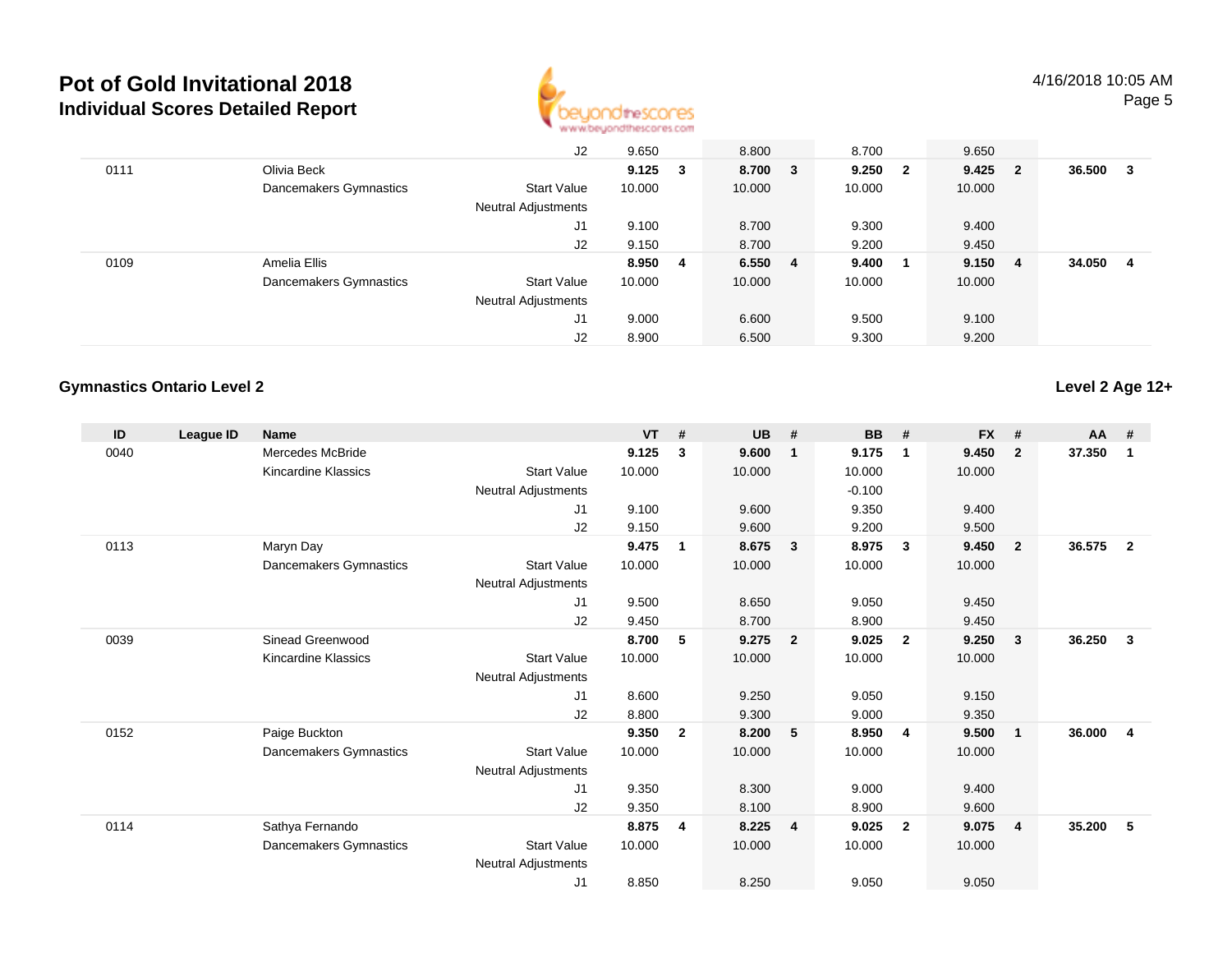# Pot of Gold Invitational 2018

## Individual Scores Detailed Report

| ID | League ID | Name | | VT | # | UB | # | BB | # | FX | # | AA | # |
|---|---|---|---|---|---|---|---|---|---|---|---|---|---|
| | | | J2 | 9.650 | | 8.800 | | 8.700 | | 9.650 | | | |
| 0111 | | Olivia Beck | | **9.125** | **3** | **8.700** | **3** | **9.250** | **2** | **9.425** | **2** | **36.500** | **3** |
| | | Dancemakers Gymnastics | Start Value | 10.000 | | 10.000 | | 10.000 | | 10.000 | | | |
| | | | Neutral Adjustments | | | | | | | | | | |
| | | | J1 | 9.100 | | 8.700 | | 9.300 | | 9.400 | | | |
| | | | J2 | 9.150 | | 8.700 | | 9.200 | | 9.450 | | | |
| 0109 | | Amelia Ellis | | **8.950** | **4** | **6.550** | **4** | **9.400** | **1** | **9.150** | **4** | **34.050** | **4** |
| | | Dancemakers Gymnastics | Start Value | 10.000 | | 10.000 | | 10.000 | | 10.000 | | | |
| | | | Neutral Adjustments | | | | | | | | | | |
| | | | J1 | 9.000 | | 6.600 | | 9.500 | | 9.100 | | | |
| | | | J2 | 8.900 | | 6.500 | | 9.300 | | 9.200 | | | |

### Gymnastics Ontario Level 2

**Level 2 Age 12+**

| ID | League ID | Name | | VT | # | UB | # | BB | # | FX | # | AA | # |
|---|---|---|---|---|---|---|---|---|---|---|---|---|---|
| 0040 | | Mercedes McBride | | **9.125** | **3** | **9.600** | **1** | **9.175** | **1** | **9.450** | **2** | **37.350** | **1** |
| | | Kincardine Klassics | Start Value | 10.000 | | 10.000 | | 10.000 | | 10.000 | | | |
| | | | Neutral Adjustments | | | | | -0.100 | | | | | |
| | | | J1 | 9.100 | | 9.600 | | 9.350 | | 9.400 | | | |
| | | | J2 | 9.150 | | 9.600 | | 9.200 | | 9.500 | | | |
| 0113 | | Maryn Day | | **9.475** | **1** | **8.675** | **3** | **8.975** | **3** | **9.450** | **2** | **36.575** | **2** |
| | | Dancemakers Gymnastics | Start Value | 10.000 | | 10.000 | | 10.000 | | 10.000 | | | |
| | | | Neutral Adjustments | | | | | | | | | | |
| | | | J1 | 9.500 | | 8.650 | | 9.050 | | 9.450 | | | |
| | | | J2 | 9.450 | | 8.700 | | 8.900 | | 9.450 | | | |
| 0039 | | Sinead Greenwood | | **8.700** | **5** | **9.275** | **2** | **9.025** | **2** | **9.250** | **3** | **36.250** | **3** |
| | | Kincardine Klassics | Start Value | 10.000 | | 10.000 | | 10.000 | | 10.000 | | | |
| | | | Neutral Adjustments | | | | | | | | | | |
| | | | J1 | 8.600 | | 9.250 | | 9.050 | | 9.150 | | | |
| | | | J2 | 8.800 | | 9.300 | | 9.000 | | 9.350 | | | |
| 0152 | | Paige Buckton | | **9.350** | **2** | **8.200** | **5** | **8.950** | **4** | **9.500** | **1** | **36.000** | **4** |
| | | Dancemakers Gymnastics | Start Value | 10.000 | | 10.000 | | 10.000 | | 10.000 | | | |
| | | | Neutral Adjustments | | | | | | | | | | |
| | | | J1 | 9.350 | | 8.300 | | 9.000 | | 9.400 | | | |
| | | | J2 | 9.350 | | 8.100 | | 8.900 | | 9.600 | | | |
| 0114 | | Sathya Fernando | | **8.875** | **4** | **8.225** | **4** | **9.025** | **2** | **9.075** | **4** | **35.200** | **5** |
| | | Dancemakers Gymnastics | Start Value | 10.000 | | 10.000 | | 10.000 | | 10.000 | | | |
| | | | Neutral Adjustments | | | | | | | | | | |
| | | | J1 | 8.850 | | 8.250 | | 9.050 | | 9.050 | | | |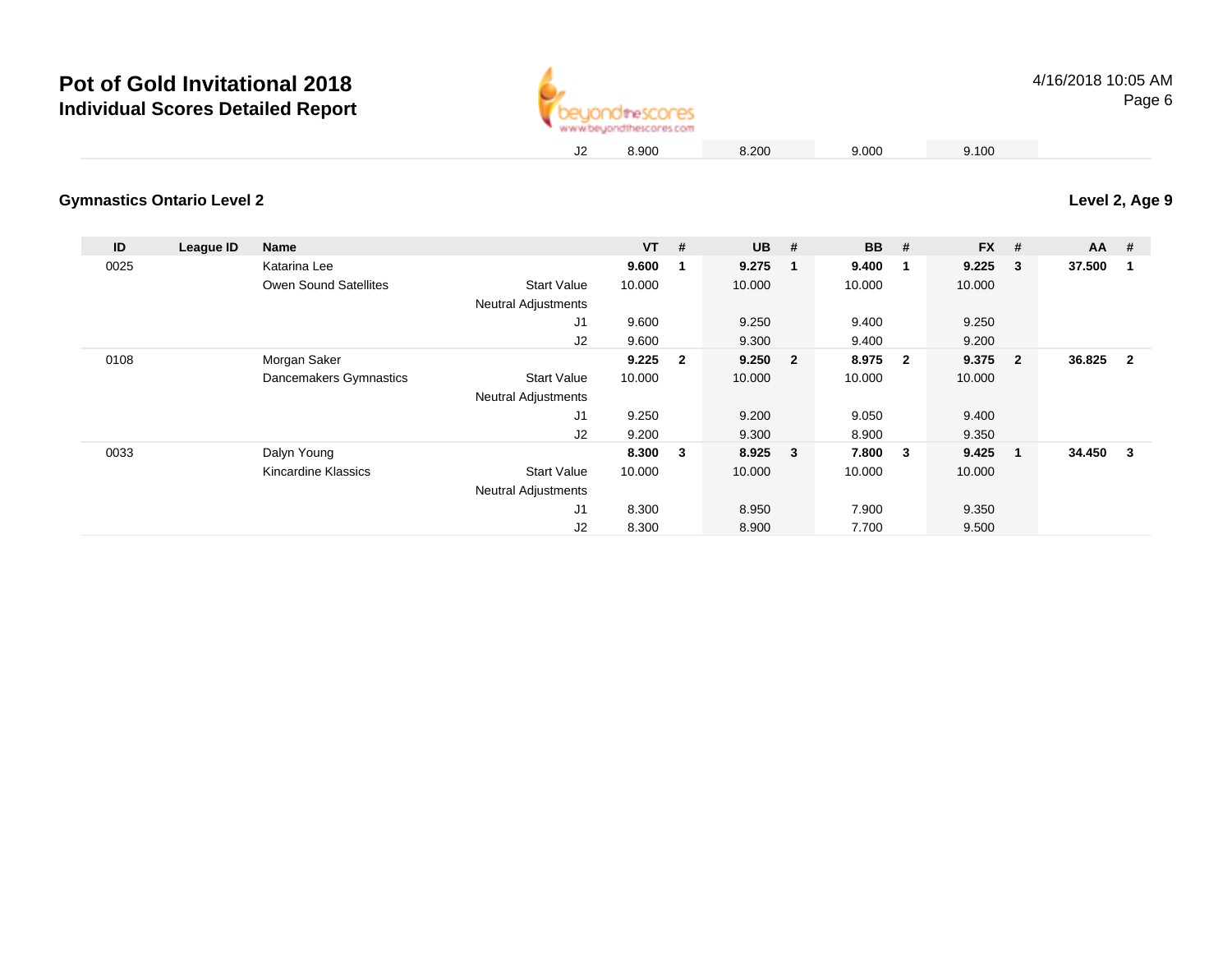| | | | | | | | | | | | |
|---|---|---|---|---|---|---|---|---|---|---|---|
| | | J2 | 8.900 | | 8.200 | | 9.000 | | 9.100 | | |

**Gymnastics Ontario Level 2**

**Level 2, Age 9**

| ID | League ID | Name | | VT | # | UB | # | BB | # | FX | # | AA | # |
|---|---|---|---|---|---|---|---|---|---|---|---|---|---|
| 0025 | | Katarina Lee | | **9.600** | **1** | **9.275** | **1** | **9.400** | **1** | **9.225** | **3** | **37.500** | **1** |
| | | Owen Sound Satellites | Start Value | 10.000 | | 10.000 | | 10.000 | | 10.000 | | | |
| | | | Neutral Adjustments | | | | | | | | | | |
| | | | J1 | 9.600 | | 9.250 | | 9.400 | | 9.250 | | | |
| | | | J2 | 9.600 | | 9.300 | | 9.400 | | 9.200 | | | |
| 0108 | | Morgan Saker | | **9.225** | **2** | **9.250** | **2** | **8.975** | **2** | **9.375** | **2** | **36.825** | **2** |
| | | Dancemakers Gymnastics | Start Value | 10.000 | | 10.000 | | 10.000 | | 10.000 | | | |
| | | | Neutral Adjustments | | | | | | | | | | |
| | | | J1 | 9.250 | | 9.200 | | 9.050 | | 9.400 | | | |
| | | | J2 | 9.200 | | 9.300 | | 8.900 | | 9.350 | | | |
| 0033 | | Dalyn Young | | **8.300** | **3** | **8.925** | **3** | **7.800** | **3** | **9.425** | **1** | **34.450** | **3** |
| | | Kincardine Klassics | Start Value | 10.000 | | 10.000 | | 10.000 | | 10.000 | | | |
| | | | Neutral Adjustments | | | | | | | | | | |
| | | | J1 | 8.300 | | 8.950 | | 7.900 | | 9.350 | | | |
| | | | J2 | 8.300 | | 8.900 | | 7.700 | | 9.500 | | | |